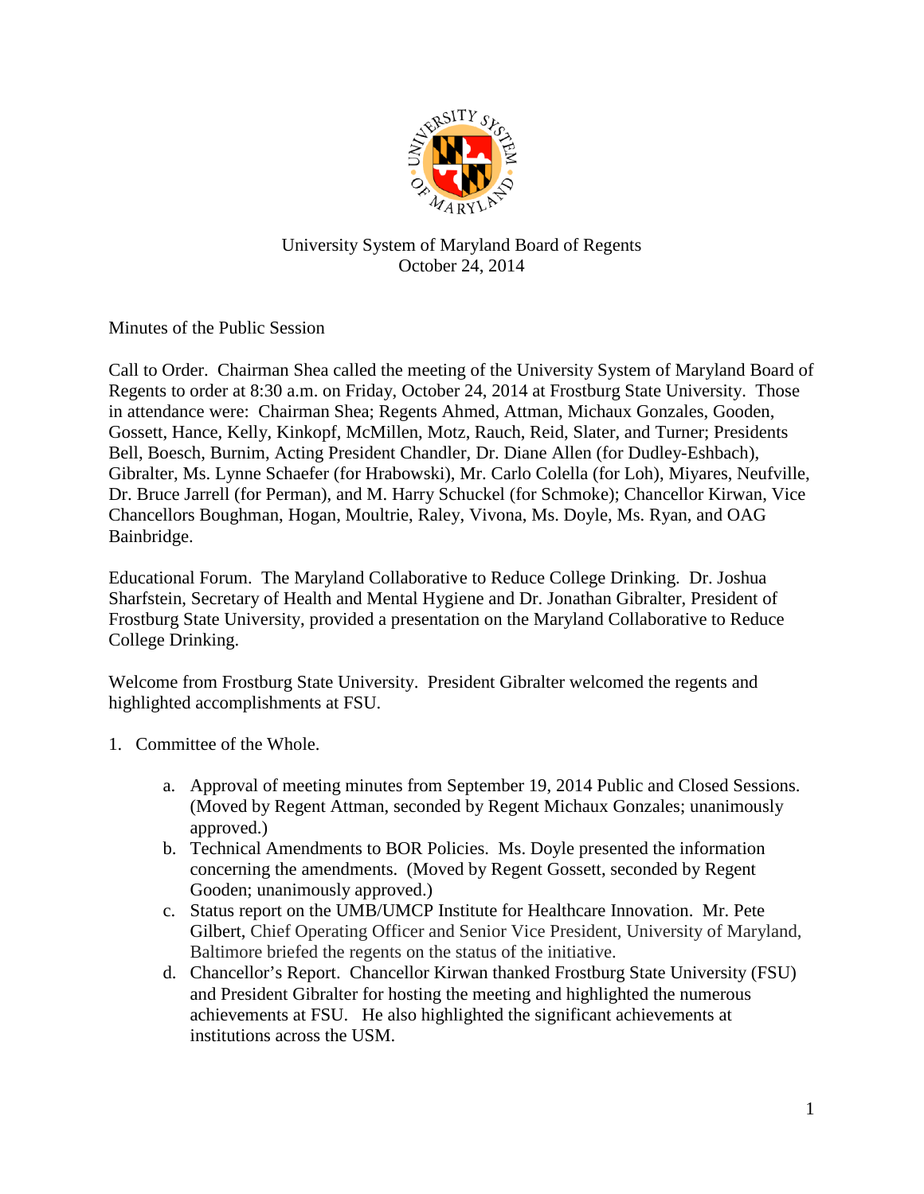University System of Maryland Board of Regents
October 24, 2014

Minutes of the Public Session

Call to Order. Chairman Shea called the meeting of the University System of Maryland Board of Regents to order at 8:30 a.m. on Friday, October 24, 2014 at Frostburg State University. Those in attendance were: Chairman Shea; Regents Ahmed, Attman, Michaux Gonzales, Gooden, Gossett, Hance, Kelly, Kinkopf, McMillen, Motz, Rauch, Reid, Slater, and Turner; Presidents Bell, Boesch, Burnim, Acting President Chandler, Dr. Diane Allen (for Dudley-Eshbach), Gibralter, Ms. Lynne Schaefer (for Hrabowski), Mr. Carlo Colella (for Loh), Miyares, Neufville, Dr. Bruce Jarrell (for Perman), and M. Harry Schuckel (for Schmoke); Chancellor Kirwan, Vice Chancellors Boughman, Hogan, Moultrie, Raley, Vivona, Ms. Doyle, Ms. Ryan, and OAG Bainbridge.

Educational Forum. The Maryland Collaborative to Reduce College Drinking. Dr. Joshua Sharfstein, Secretary of Health and Mental Hygiene and Dr. Jonathan Gibralter, President of Frostburg State University, provided a presentation on the Maryland Collaborative to Reduce College Drinking.

Welcome from Frostburg State University. President Gibralter welcomed the regents and highlighted accomplishments at FSU.

1. Committee of the Whole.

   a. Approval of meeting minutes from September 19, 2014 Public and Closed Sessions. (Moved by Regent Attman, seconded by Regent Michaux Gonzales; unanimously approved.)
   b. Technical Amendments to BOR Policies. Ms. Doyle presented the information concerning the amendments. (Moved by Regent Gossett, seconded by Regent Gooden; unanimously approved.)
   c. Status report on the UMB/UMCP Institute for Healthcare Innovation. Mr. Pete Gilbert, Chief Operating Officer and Senior Vice President, University of Maryland, Baltimore briefed the regents on the status of the initiative.
   d. Chancellor's Report. Chancellor Kirwan thanked Frostburg State University (FSU) and President Gibralter for hosting the meeting and highlighted the numerous achievements at FSU. He also highlighted the significant achievements at institutions across the USM.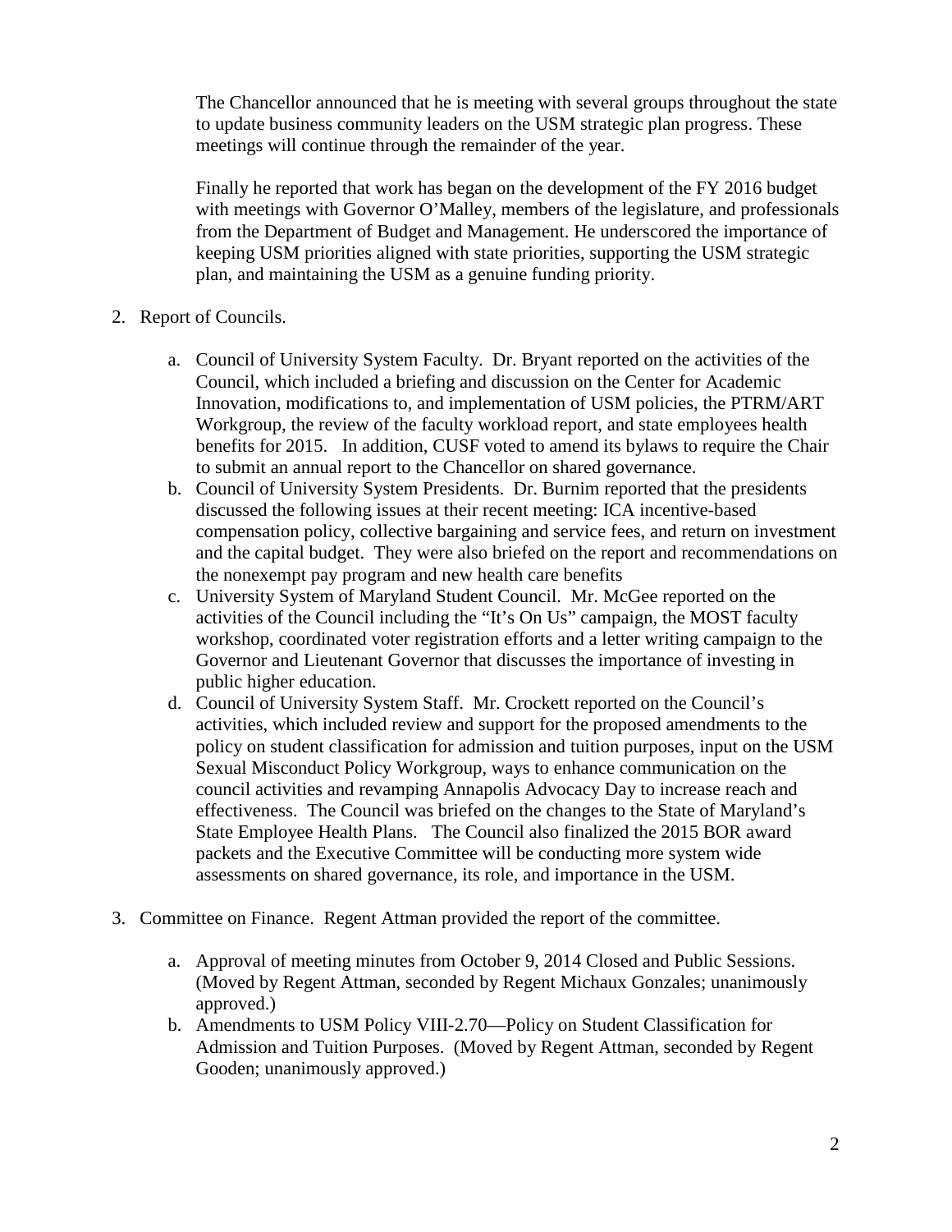The Chancellor announced that he is meeting with several groups throughout the state to update business community leaders on the USM strategic plan progress. These meetings will continue through the remainder of the year.

Finally he reported that work has began on the development of the FY 2016 budget with meetings with Governor O'Malley, members of the legislature, and professionals from the Department of Budget and Management. He underscored the importance of keeping USM priorities aligned with state priorities, supporting the USM strategic plan, and maintaining the USM as a genuine funding priority.

2. Report of Councils.

    a. Council of University System Faculty. Dr. Bryant reported on the activities of the Council, which included a briefing and discussion on the Center for Academic Innovation, modifications to, and implementation of USM policies, the PTRM/ART Workgroup, the review of the faculty workload report, and state employees health benefits for 2015. In addition, CUSF voted to amend its bylaws to require the Chair to submit an annual report to the Chancellor on shared governance.
    b. Council of University System Presidents. Dr. Burnim reported that the presidents discussed the following issues at their recent meeting: ICA incentive-based compensation policy, collective bargaining and service fees, and return on investment and the capital budget. They were also briefed on the report and recommendations on the nonexempt pay program and new health care benefits
    c. University System of Maryland Student Council. Mr. McGee reported on the activities of the Council including the "It's On Us" campaign, the MOST faculty workshop, coordinated voter registration efforts and a letter writing campaign to the Governor and Lieutenant Governor that discusses the importance of investing in public higher education.
    d. Council of University System Staff. Mr. Crockett reported on the Council's activities, which included review and support for the proposed amendments to the policy on student classification for admission and tuition purposes, input on the USM Sexual Misconduct Policy Workgroup, ways to enhance communication on the council activities and revamping Annapolis Advocacy Day to increase reach and effectiveness. The Council was briefed on the changes to the State of Maryland's State Employee Health Plans. The Council also finalized the 2015 BOR award packets and the Executive Committee will be conducting more system wide assessments on shared governance, its role, and importance in the USM.

3. Committee on Finance. Regent Attman provided the report of the committee.

    a. Approval of meeting minutes from October 9, 2014 Closed and Public Sessions. (Moved by Regent Attman, seconded by Regent Michaux Gonzales; unanimously approved.)
    b. Amendments to USM Policy VIII-2.70—Policy on Student Classification for Admission and Tuition Purposes. (Moved by Regent Attman, seconded by Regent Gooden; unanimously approved.)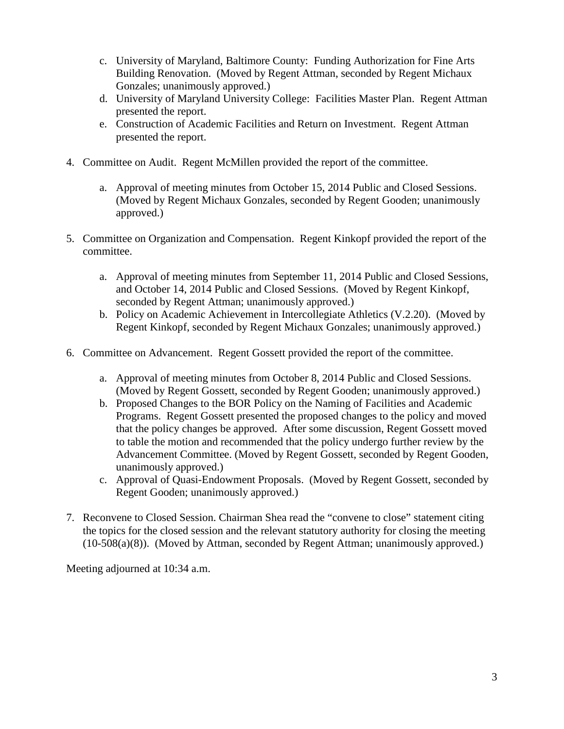c. University of Maryland, Baltimore County: Funding Authorization for Fine Arts Building Renovation. (Moved by Regent Attman, seconded by Regent Michaux Gonzales; unanimously approved.)
d. University of Maryland University College: Facilities Master Plan. Regent Attman presented the report.
e. Construction of Academic Facilities and Return on Investment. Regent Attman presented the report.

4. Committee on Audit. Regent McMillen provided the report of the committee.

    a. Approval of meeting minutes from October 15, 2014 Public and Closed Sessions. (Moved by Regent Michaux Gonzales, seconded by Regent Gooden; unanimously approved.)

5. Committee on Organization and Compensation. Regent Kinkopf provided the report of the committee.

    a. Approval of meeting minutes from September 11, 2014 Public and Closed Sessions, and October 14, 2014 Public and Closed Sessions. (Moved by Regent Kinkopf, seconded by Regent Attman; unanimously approved.)
    b. Policy on Academic Achievement in Intercollegiate Athletics (V.2.20). (Moved by Regent Kinkopf, seconded by Regent Michaux Gonzales; unanimously approved.)

6. Committee on Advancement. Regent Gossett provided the report of the committee.

    a. Approval of meeting minutes from October 8, 2014 Public and Closed Sessions. (Moved by Regent Gossett, seconded by Regent Gooden; unanimously approved.)
    b. Proposed Changes to the BOR Policy on the Naming of Facilities and Academic Programs. Regent Gossett presented the proposed changes to the policy and moved that the policy changes be approved. After some discussion, Regent Gossett moved to table the motion and recommended that the policy undergo further review by the Advancement Committee. (Moved by Regent Gossett, seconded by Regent Gooden, unanimously approved.)
    c. Approval of Quasi-Endowment Proposals. (Moved by Regent Gossett, seconded by Regent Gooden; unanimously approved.)

7. Reconvene to Closed Session. Chairman Shea read the "convene to close" statement citing the topics for the closed session and the relevant statutory authority for closing the meeting (10-508(a)(8)). (Moved by Attman, seconded by Regent Attman; unanimously approved.)

Meeting adjourned at 10:34 a.m.